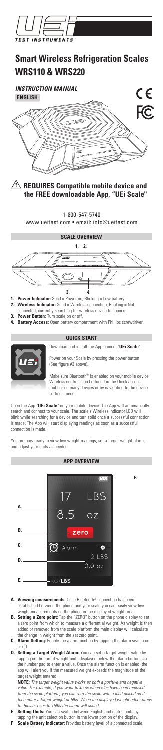# Smart Wireless Refrigeration Scales WRS110 & WRS220

***INSTRUCTION MANUAL***

**ENGLISH**

## ⚠ REQUIRES Compatible mobile device and the FREE downloadable App, "UEi Scale"

1-800-547-5740
www.ueitest.com • email: info@ueitest.com

## SCALE OVERVIEW

1. **Power Indicator:** Solid = Power on, Blinking = Low battery.
2. **Wireless Indicator:** Solid = Wireless connection, Blinking = Not connected, currently searching for wireless device to connect.
3. **Power Button:** Turn scale on or off.
4. **Battery Access:** Open battery compartment with Phillips screwdriver.

## QUICK START

Download and install the App named, "**UEi Scale**".

Power on your Scale by pressing the power button (See figure #3 above).

Make sure Bluetooth® is enabled on your mobile device. Wireless controls can be found in the Quick access tool bar on many devices or by navigating to the device settings menu.

Open the App "**UEi Scale**" on your mobile device. The App will automatically search and connect to your scale. The scale's Wireless Indicator LED will blink while searching for a device and turn solid once a successful connection is made. The App will start displaying readings as soon as a successful connection is made.

You are now ready to view live weight readings, set a target weight alarm, and adjust your units as needed.

## APP OVERVIEW

A.

17 LBS

8.5 oz

B.

zero

C.

Alarm

D.

2 LBS

0.0 oz

E.

KG/LBS

F.

- **A. Viewing measurements:** Once Bluetooth® connection has been established between the phone and your scale you can easily view live weight measurements on the phone in the displayed weight area.
- **B. Setting a Zero point:** Tap the "ZERO" button on the phone display to set a zero point from which to measure a differential weight. As weight is then added or removed from the scale platform the main display will calculate the change in weight from the set zero point.
- **C. Alarm Setting:** Enable the alarm function by tapping the alarm switch on or off.
- **D. Setting a Target Weight Alarm:** You can set a target weight value by tapping on the target weight units displayed below the alarm button. Use the number pad to enter a value. Once the alarm function is enabled, the app will alert you if the measured weight exceeds the magnitude of the target weight entered.

  **NOTE:** *The target weight value works as both a positive and negative value. For example, if you want to know when 5lbs have been removed from the scale platform, you can zero the scale with a load placed on it, then enter a target weight of 5lbs. When the displayed weight either drops to -5lbs or rises to +5lbs the alarm will sound.*
- **E Setting Units:** You can switch between English and metric units by tapping the unit selection button in the lower portion of the display.
- **F Scale Battery Indicator:** Provides battery level of a connected scale.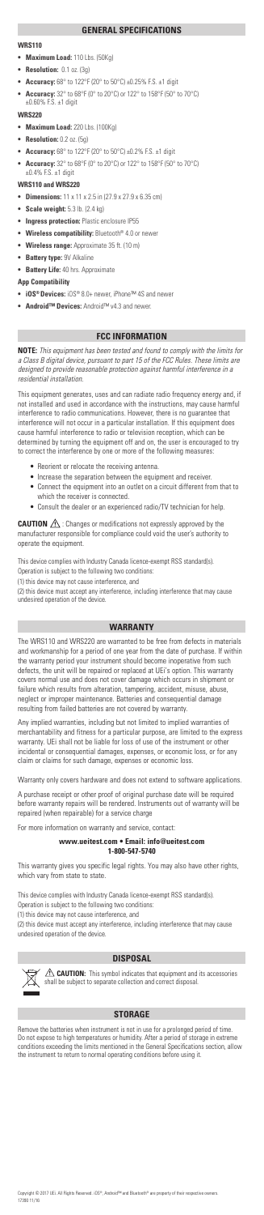## GENERAL SPECIFICATIONS

### WRS110

- **Maximum Load:** 110 Lbs. (50Kg)
- **Resolution:** 0.1 oz. (3g)
- **Accuracy:** 68° to 122°F (20° to 50°C) ±0.25% F.S. ±1 digit
- **Accuracy:** 32° to 68°F (0° to 20°C) or 122° to 158°F (50° to 70°C) ±0.60% F.S. ±1 digit

### WRS220

- **Maximum Load:** 220 Lbs. (100Kg)
- **Resolution:** 0.2 oz. (5g)
- **Accuracy:** 68° to 122°F (20° to 50°C) ±0.2% F.S. ±1 digit
- **Accuracy:** 32° to 68°F (0° to 20°C) or 122° to 158°F (50° to 70°C) ±0.4% F.S. ±1 digit

### WRS110 and WRS220

- **Dimensions:** 11 x 11 x 2.5 in (27.9 x 27.9 x 6.35 cm)
- **Scale weight:** 5.3 lb. (2.4 kg)
- **Ingress protection:** Plastic enclosure IP55
- **Wireless compatibility:** Bluetooth® 4.0 or newer
- **Wireless range:** Approximate 35 ft. (10 m)
- **Battery type:** 9V Alkaline
- **Battery Life:** 40 hrs. Approximate

### App Compatibility

- **iOS® Devices:** iOS® 8.0+ newer, iPhone™ 4S and newer
- **Android™ Devices:** Android™ v4.3 and newer.

## FCC INFORMATION

**NOTE:** *This equipment has been tested and found to comply with the limits for a Class B digital device, pursuant to part 15 of the FCC Rules. These limits are designed to provide reasonable protection against harmful interference in a residential installation.*

This equipment generates, uses and can radiate radio frequency energy and, if not installed and used in accordance with the instructions, may cause harmful interference to radio communications. However, there is no guarantee that interference will not occur in a particular installation. If this equipment does cause harmful interference to radio or television reception, which can be determined by turning the equipment off and on, the user is encouraged to try to correct the interference by one or more of the following measures:

- Reorient or relocate the receiving antenna.
- Increase the separation between the equipment and receiver.
- Connect the equipment into an outlet on a circuit different from that to which the receiver is connected.
- Consult the dealer or an experienced radio/TV technician for help.

**CAUTION** ⚠ : Changes or modifications not expressly approved by the manufacturer responsible for compliance could void the user's authority to operate the equipment.

This device complies with Industry Canada licence-exempt RSS standard(s).
Operation is subject to the following two conditions:
(1) this device may not cause interference, and
(2) this device must accept any interference, including interference that may cause undesired operation of the device.

## WARRANTY

The WRS110 and WRS220 are warranted to be free from defects in materials and workmanship for a period of one year from the date of purchase. If within the warranty period your instrument should become inoperative from such defects, the unit will be repaired or replaced at UEi's option. This warranty covers normal use and does not cover damage which occurs in shipment or failure which results from alteration, tampering, accident, misuse, abuse, neglect or improper maintenance. Batteries and consequential damage resulting from failed batteries are not covered by warranty.

Any implied warranties, including but not limited to implied warranties of merchantability and fitness for a particular purpose, are limited to the express warranty. UEi shall not be liable for loss of use of the instrument or other incidental or consequential damages, expenses, or economic loss, or for any claim or claims for such damage, expenses or economic loss.

Warranty only covers hardware and does not extend to software applications.

A purchase receipt or other proof of original purchase date will be required before warranty repairs will be rendered. Instruments out of warranty will be repaired (when repairable) for a service charge

For more information on warranty and service, contact:

**www.ueitest.com • Email: info@ueitest.com**
**1-800-547-5740**

This warranty gives you specific legal rights. You may also have other rights, which vary from state to state.

This device complies with Industry Canada licence-exempt RSS standard(s).
Operation is subject to the following two conditions:
(1) this device may not cause interference, and
(2) this device must accept any interference, including interference that may cause undesired operation of the device.

## DISPOSAL

⚠ **CAUTION:** This symbol indicates that equipment and its accessories shall be subject to separate collection and correct disposal.

## STORAGE

Remove the batteries when instrument is not in use for a prolonged period of time. Do not expose to high temperatures or humidity. After a period of storage in extreme conditions exceeding the limits mentioned in the General Specifications section, allow the instrument to return to normal operating conditions before using it.

Copyright © 2017 UEi. All Rights Reserved. iOS®, Android™ and Bluetooth® are property of their respective owners.
17393 11/16